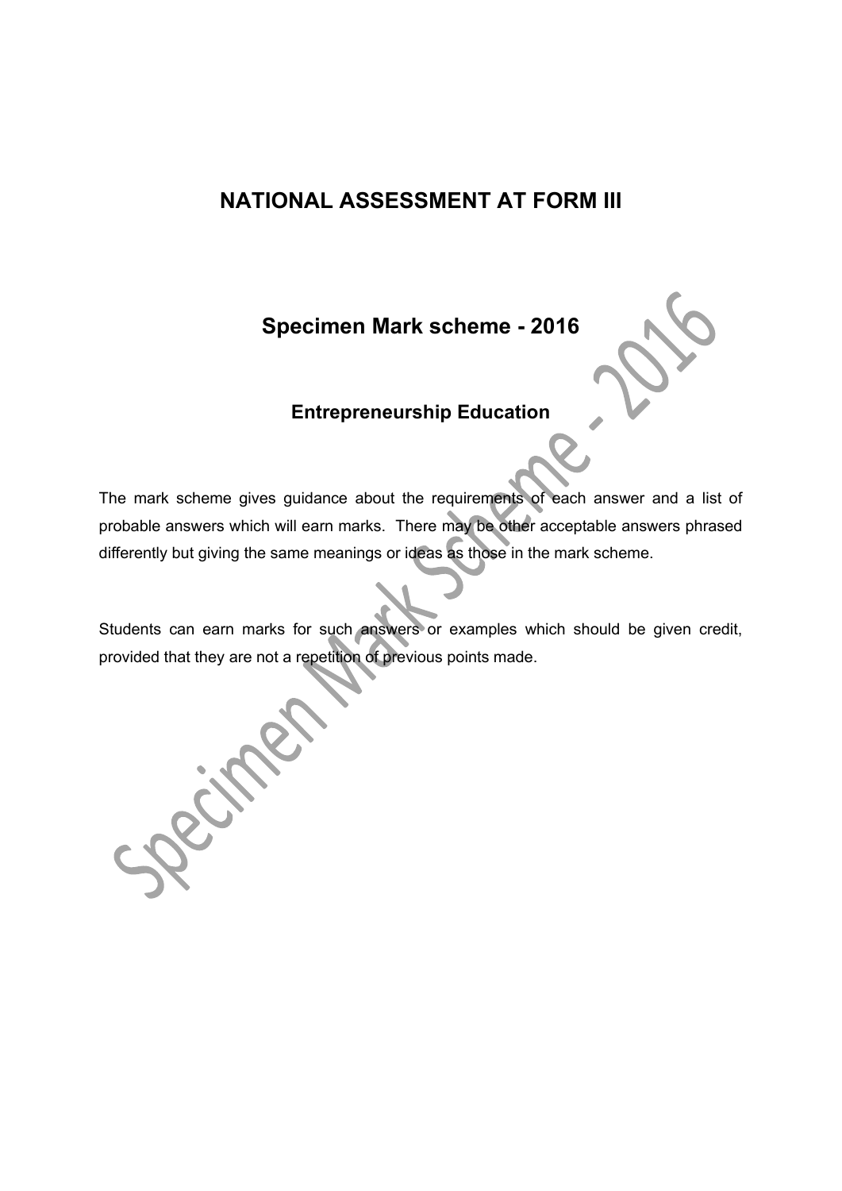# NATIONAL ASSESSMENT AT FORM III

## Specimen Mark scheme - 2016

### Entrepreneurship Education

The mark scheme gives guidance about the requirements of each answer and a list of probable answers which will earn marks. There may be other acceptable answers phrased differently but giving the same meanings or ideas as those in the mark scheme.

Students can earn marks for such answers or examples which should be given credit, provided that they are not a repetition of previous points made.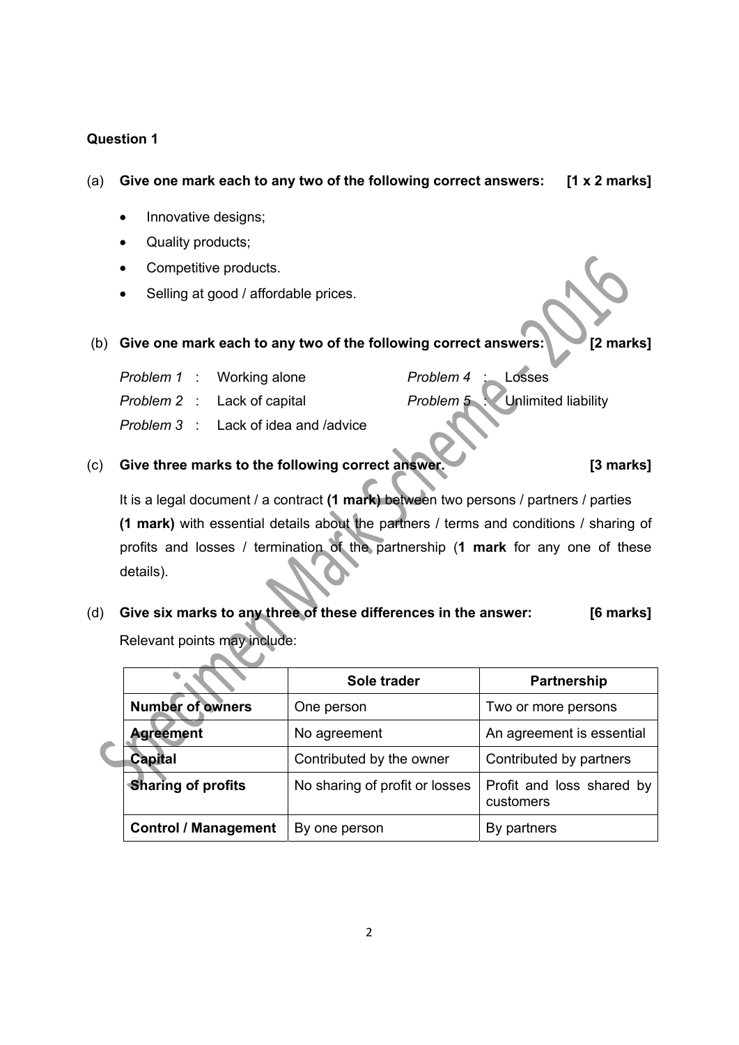**Question 1**

(a) **Give one mark each to any two of the following correct answers: [1 x 2 marks]**

- Innovative designs;
- Quality products;
- Competitive products.
- Selling at good / affordable prices.

(b) **Give one mark each to any two of the following correct answers: [2 marks]**

*Problem 1* : Working alone

*Problem 2* : Lack of capital

*Problem 3* : Lack of idea and /advice

*Problem 4* : Losses

*Problem 5* : Unlimited liability

(c) **Give three marks to the following correct answer. [3 marks]**

It is a legal document / a contract **(1 mark)** between two persons / partners / parties **(1 mark)** with essential details about the partners / terms and conditions / sharing of profits and losses / termination of the partnership (**1 mark** for any one of these details).

(d) **Give six marks to any three of these differences in the answer: [6 marks]**

Relevant points may include:

| | Sole trader | Partnership |
|---|---|---|
| **Number of owners** | One person | Two or more persons |
| **Agreement** | No agreement | An agreement is essential |
| **Capital** | Contributed by the owner | Contributed by partners |
| **Sharing of profits** | No sharing of profit or losses | Profit and loss shared by customers |
| **Control / Management** | By one person | By partners |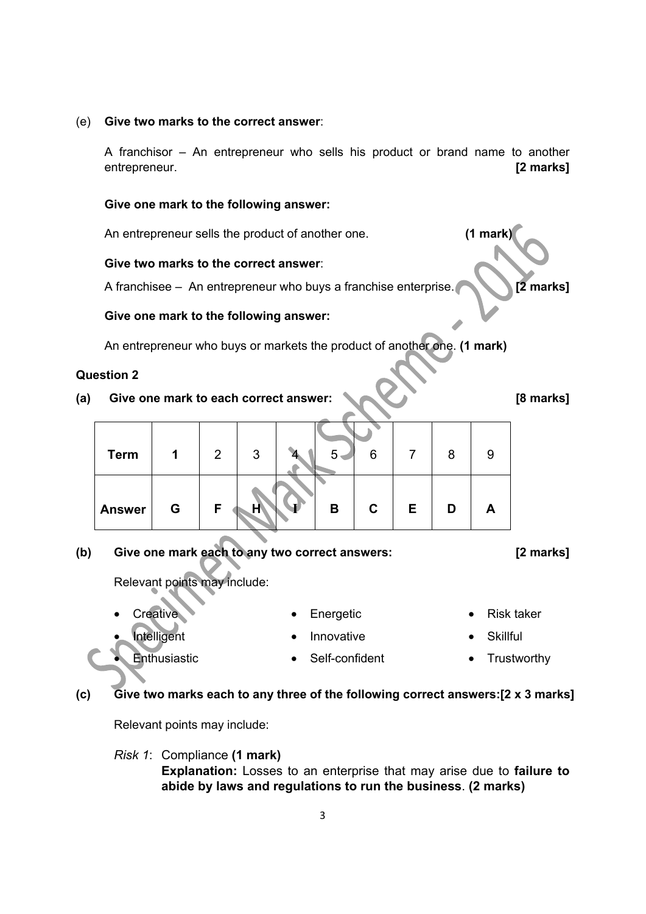(e) **Give two marks to the correct answer**:

A franchisor – An entrepreneur who sells his product or brand name to another entrepreneur. **[2 marks]**

**Give one mark to the following answer:**

An entrepreneur sells the product of another one. **(1 mark)**

**Give two marks to the correct answer**:

A franchisee – An entrepreneur who buys a franchise enterprise. **[2 marks]**

**Give one mark to the following answer:**

An entrepreneur who buys or markets the product of another one. **(1 mark)**

**Question 2**

**(a) Give one mark to each correct answer:** **[8 marks]**

| **Term** | **1** | 2 | 3 | 4 | 5 | 6 | 7 | 8 | 9 |
|---|---|---|---|---|---|---|---|---|---|
| **Answer** | **G** | **F** | **H** | **I** | **B** | **C** | **E** | **D** | **A** |

**(b) Give one mark each to any two correct answers:** **[2 marks]**

Relevant points may include:

- Creative
- Intelligent
- Enthusiastic
- Energetic
- Innovative
- Self-confident
- Risk taker
- Skillful
- Trustworthy

**(c) Give two marks each to any three of the following correct answers:[2 x 3 marks]**

Relevant points may include:

*Risk 1*: Compliance **(1 mark)**
**Explanation:** Losses to an enterprise that may arise due to **failure to abide by laws and regulations to run the business**. **(2 marks)**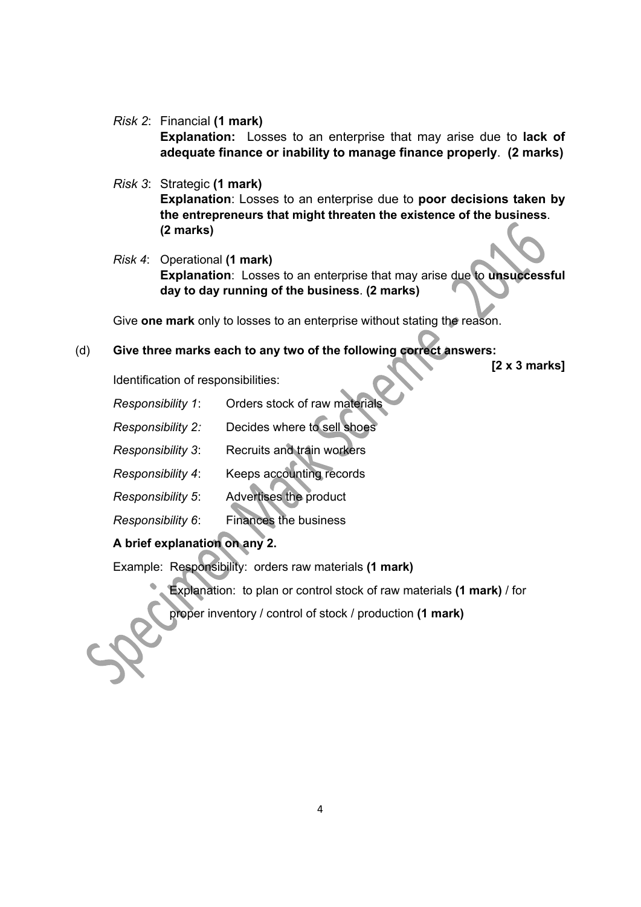*Risk 2*: Financial **(1 mark)**
**Explanation:** Losses to an enterprise that may arise due to **lack of adequate finance or inability to manage finance properly**. **(2 marks)**

*Risk 3*: Strategic **(1 mark)**
**Explanation**: Losses to an enterprise due to **poor decisions taken by the entrepreneurs that might threaten the existence of the business**. **(2 marks)**

*Risk 4*: Operational **(1 mark)**
**Explanation**: Losses to an enterprise that may arise due to **unsuccessful day to day running of the business**. **(2 marks)**

Give **one mark** only to losses to an enterprise without stating the reason.

(d) **Give three marks each to any two of the following correct answers:** **[2 x 3 marks]**

Identification of responsibilities:

*Responsibility 1*: Orders stock of raw materials

*Responsibility 2:* Decides where to sell shoes

*Responsibility 3*: Recruits and train workers

*Responsibility 4*: Keeps accounting records

*Responsibility 5*: Advertises the product

*Responsibility 6*: Finances the business

**A brief explanation on any 2.**

Example: Responsibility: orders raw materials **(1 mark)**

Explanation: to plan or control stock of raw materials **(1 mark)** / for proper inventory / control of stock / production **(1 mark)**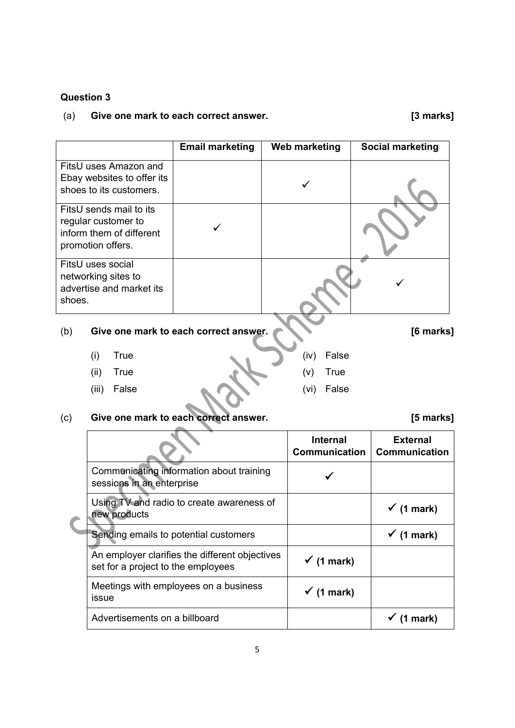**Question 3**

(a) **Give one mark to each correct answer.** **[3 marks]**

| | Email marketing | Web marketing | Social marketing |
|---|---|---|---|
| FitsU uses Amazon and Ebay websites to offer its shoes to its customers. | | ✓ | |
| FitsU sends mail to its regular customer to inform them of different promotion offers. | ✓ | | |
| FitsU uses social networking sites to advertise and market its shoes. | | | ✓ |

(b) **Give one mark to each correct answer.** **[6 marks]**

(i) True

(ii) True

(iii) False

(iv) False

(v) True

(vi) False

(c) **Give one mark to each correct answer.** **[5 marks]**

| | Internal Communication | External Communication |
|---|---|---|
| Communicating information about training sessions in an enterprise | ✓ | |
| Using TV and radio to create awareness of new products | | ✓ **(1 mark)** |
| Sending emails to potential customers | | ✓ **(1 mark)** |
| An employer clarifies the different objectives set for a project to the employees | ✓ **(1 mark)** | |
| Meetings with employees on a business issue | ✓ **(1 mark)** | |
| Advertisements on a billboard | | ✓ **(1 mark)** |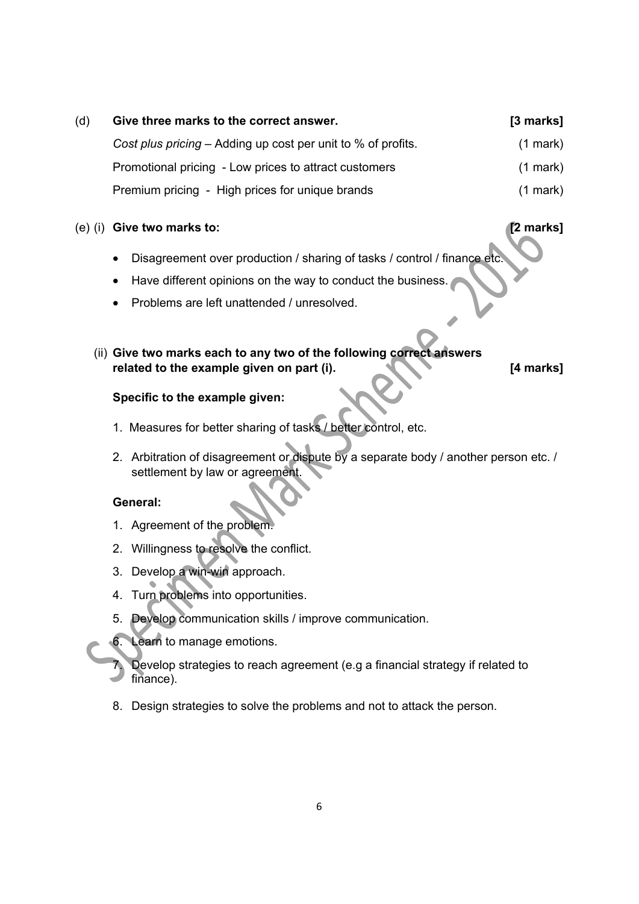(d) **Give three marks to the correct answer.** **[3 marks]**

*Cost plus pricing* – Adding up cost per unit to % of profits. (1 mark)

Promotional pricing - Low prices to attract customers (1 mark)

Premium pricing - High prices for unique brands (1 mark)

(e) (i) **Give two marks to:** **[2 marks]**

- Disagreement over production / sharing of tasks / control / finance etc.
- Have different opinions on the way to conduct the business.
- Problems are left unattended / unresolved.

(ii) **Give two marks each to any two of the following correct answers related to the example given on part (i).** **[4 marks]**

**Specific to the example given:**

1. Measures for better sharing of tasks / better control, etc.
2. Arbitration of disagreement or dispute by a separate body / another person etc. / settlement by law or agreement.

**General:**

1. Agreement of the problem.
2. Willingness to resolve the conflict.
3. Develop a win-win approach.
4. Turn problems into opportunities.
5. Develop communication skills / improve communication.
6. Learn to manage emotions.
7. Develop strategies to reach agreement (e.g a financial strategy if related to finance).
8. Design strategies to solve the problems and not to attack the person.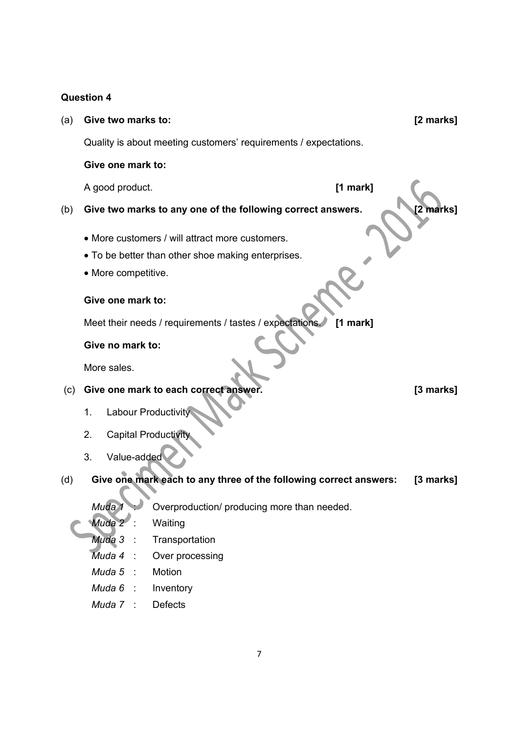**Question 4**

(a) **Give two marks to:** **[2 marks]**

Quality is about meeting customers' requirements / expectations.

**Give one mark to:**

A good product. **[1 mark]**

(b) **Give two marks to any one of the following correct answers.** **[2 marks]**

- More customers / will attract more customers.
- To be better than other shoe making enterprises.
- More competitive.

**Give one mark to:**

Meet their needs / requirements / tastes / expectations. **[1 mark]**

**Give no mark to:**

More sales.

(c) **Give one mark to each correct answer.** **[3 marks]**

1. Labour Productivity
2. Capital Productivity
3. Value-added

(d) **Give one mark each to any three of the following correct answers:** **[3 marks]**

*Muda 1* : Overproduction/ producing more than needed.
*Muda 2* : Waiting
*Muda 3* : Transportation
*Muda 4* : Over processing
*Muda 5* : Motion
*Muda 6* : Inventory
*Muda 7* : Defects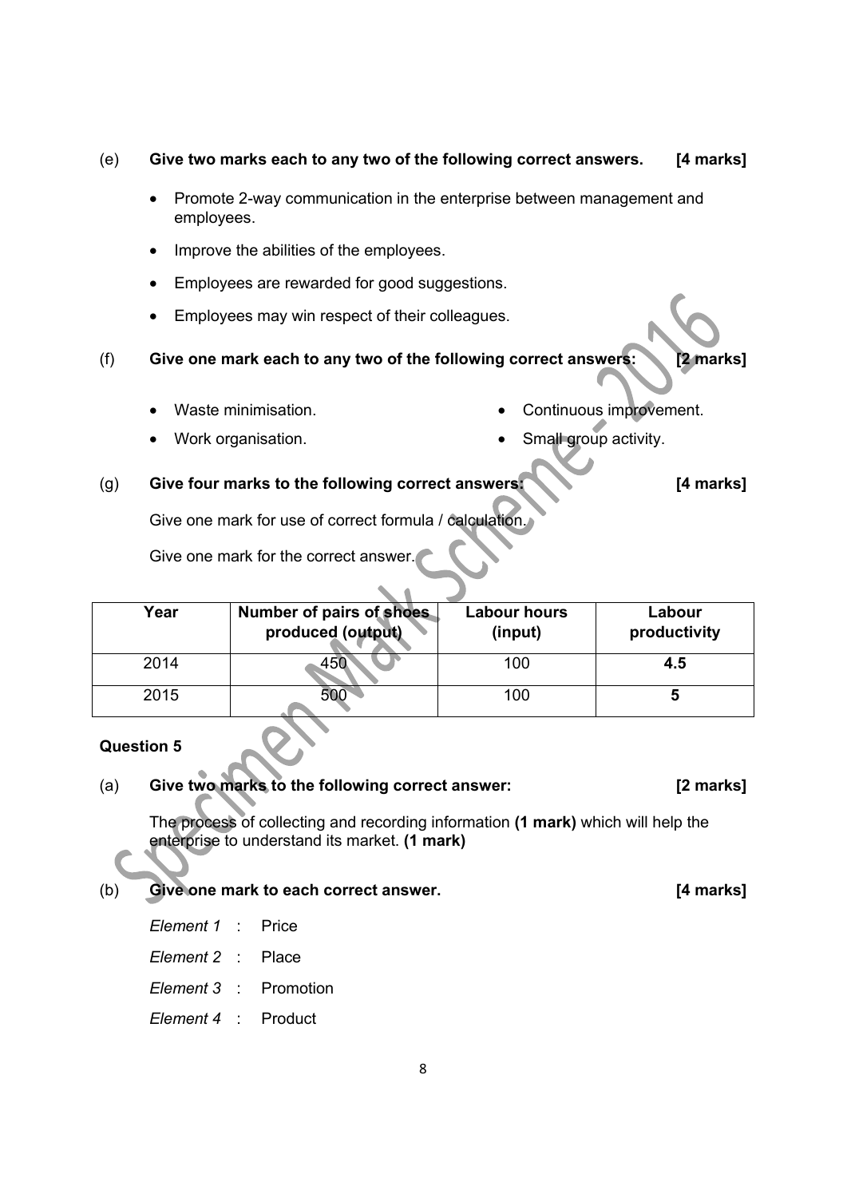(e) **Give two marks each to any two of the following correct answers. [4 marks]**

- Promote 2-way communication in the enterprise between management and employees.
- Improve the abilities of the employees.
- Employees are rewarded for good suggestions.
- Employees may win respect of their colleagues.

(f) **Give one mark each to any two of the following correct answers: [2 marks]**

- Waste minimisation.
- Continuous improvement.
- Work organisation.
- Small group activity.

(g) **Give four marks to the following correct answers: [4 marks]**

Give one mark for use of correct formula / calculation.

Give one mark for the correct answer.

| Year | Number of pairs of shoes produced (output) | Labour hours (input) | Labour productivity |
|---|---|---|---|
| 2014 | 450 | 100 | **4.5** |
| 2015 | 500 | 100 | **5** |

**Question 5**

(a) **Give two marks to the following correct answer: [2 marks]**

The process of collecting and recording information **(1 mark)** which will help the enterprise to understand its market. **(1 mark)**

(b) **Give one mark to each correct answer. [4 marks]**

*Element 1* : Price

*Element 2* : Place

*Element 3* : Promotion

*Element 4* : Product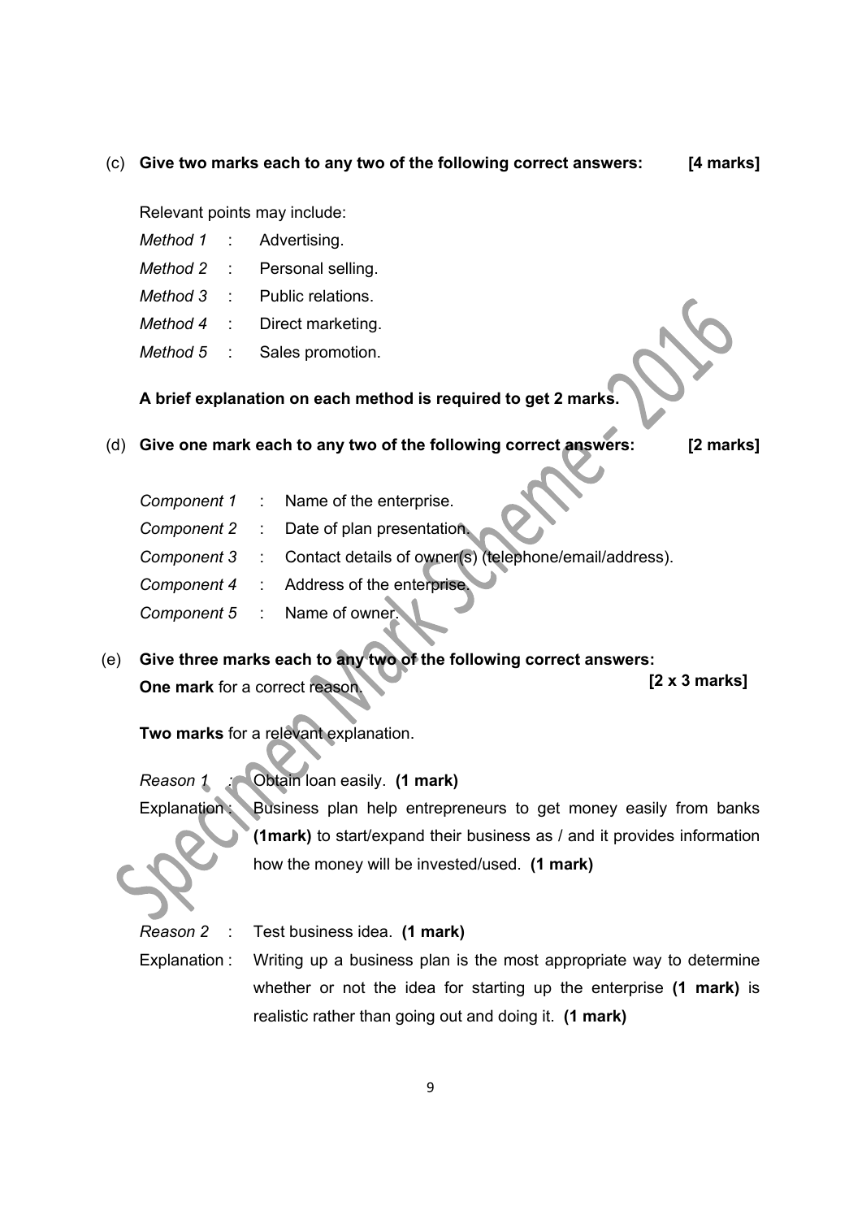(c) **Give two marks each to any two of the following correct answers:** **[4 marks]**

Relevant points may include:

*Method 1* : Advertising.
*Method 2* : Personal selling.
*Method 3* : Public relations.
*Method 4* : Direct marketing.
*Method 5* : Sales promotion.

**A brief explanation on each method is required to get 2 marks.**

(d) **Give one mark each to any two of the following correct answers:** **[2 marks]**

*Component 1* : Name of the enterprise.
*Component 2* : Date of plan presentation.
*Component 3* : Contact details of owner(s) (telephone/email/address).
*Component 4* : Address of the enterprise.
*Component 5* : Name of owner.

(e) **Give three marks each to any two of the following correct answers:**
**One mark** for a correct reason. **[2 x 3 marks]**

**Two marks** for a relevant explanation.

*Reason 1* : Obtain loan easily. **(1 mark)**
Explanation : Business plan help entrepreneurs to get money easily from banks **(1mark)** to start/expand their business as / and it provides information how the money will be invested/used. **(1 mark)**

*Reason 2* : Test business idea. **(1 mark)**
Explanation : Writing up a business plan is the most appropriate way to determine whether or not the idea for starting up the enterprise **(1 mark)** is realistic rather than going out and doing it. **(1 mark)**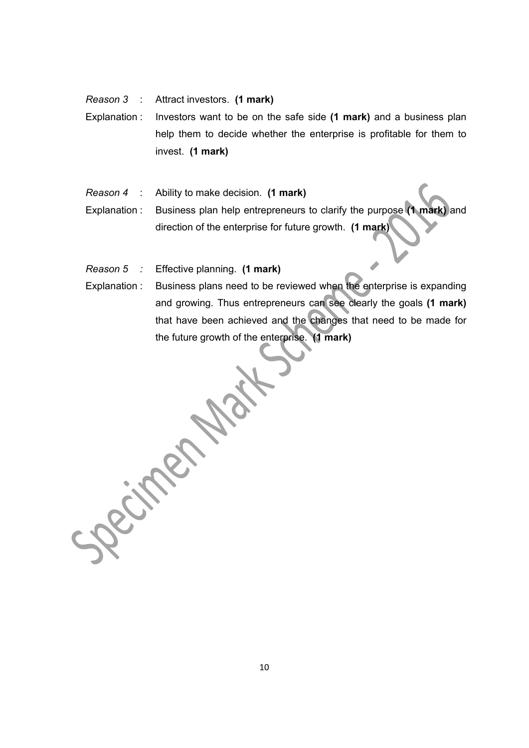*Reason 3* : Attract investors. **(1 mark)**

Explanation : Investors want to be on the safe side **(1 mark)** and a business plan help them to decide whether the enterprise is profitable for them to invest. **(1 mark)**

*Reason 4* : Ability to make decision. **(1 mark)**

Explanation : Business plan help entrepreneurs to clarify the purpose **(1 mark)** and direction of the enterprise for future growth. **(1 mark)**

*Reason 5* : Effective planning. **(1 mark)**

Explanation : Business plans need to be reviewed when the enterprise is expanding and growing. Thus entrepreneurs can see clearly the goals **(1 mark)** that have been achieved and the changes that need to be made for the future growth of the enterprise. **(1 mark)**